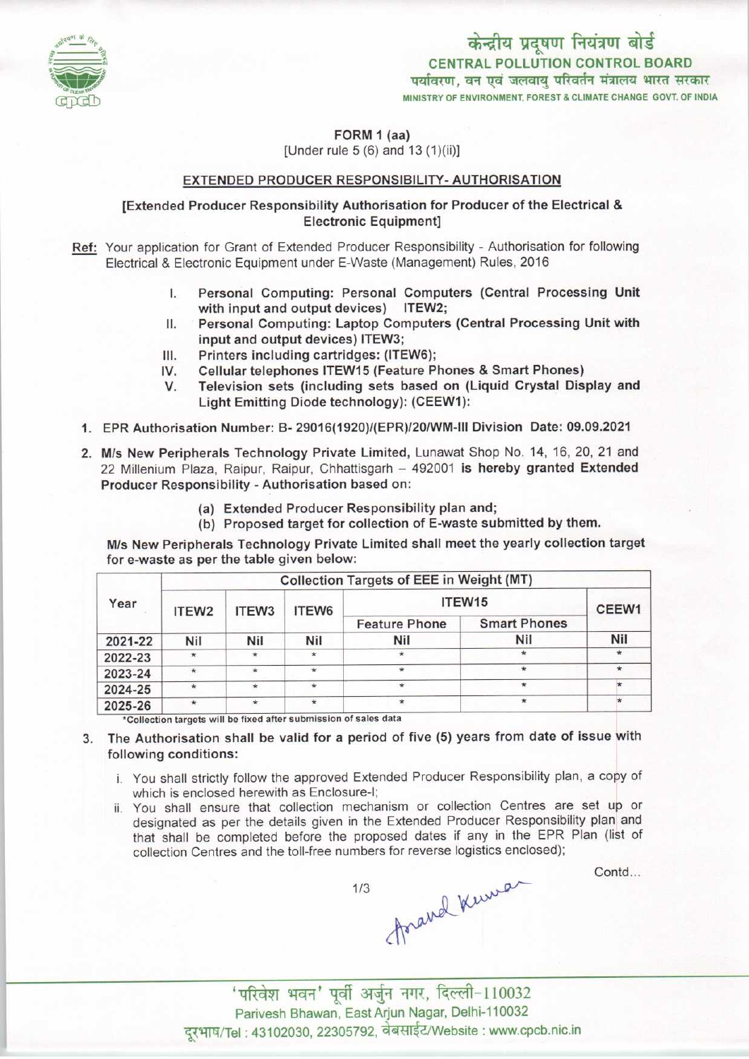केन्द्रीय प्रदूषण नियंत्रण बोर्ड
**CENTRAL POLLUTION CONTROL BOARD**
पर्यावरण, वन एवं जलवायु परिवर्तन मंत्रालय भारत सरकार
MINISTRY OF ENVIRONMENT, FOREST & CLIMATE CHANGE GOVT. OF INDIA

**FORM 1 (aa)**
[Under rule 5 (6) and 13 (1)(ii)]

**EXTENDED PRODUCER RESPONSIBILITY- AUTHORISATION**

**[Extended Producer Responsibility Authorisation for Producer of the Electrical & Electronic Equipment]**

**Ref:** Your application for Grant of Extended Producer Responsibility - Authorisation for following Electrical & Electronic Equipment under E-Waste (Management) Rules, 2016

I. **Personal Computing: Personal Computers (Central Processing Unit with input and output devices) ITEW2;**
II. **Personal Computing: Laptop Computers (Central Processing Unit with input and output devices) ITEW3;**
III. **Printers including cartridges: (ITEW6);**
IV. **Cellular telephones ITEW15 (Feature Phones & Smart Phones)**
V. **Television sets (including sets based on (Liquid Crystal Display and Light Emitting Diode technology): (CEEW1):**

1. EPR Authorisation Number: B- 29016(1920)/(EPR)/20/WM-III Division Date: 09.09.2021

2. **M/s New Peripherals Technology Private Limited,** Lunawat Shop No. 14, 16, 20, 21 and 22 Millenium Plaza, Raipur, Raipur, Chhattisgarh – 492001 **is hereby granted Extended Producer Responsibility - Authorisation based on:**

   (a) **Extended Producer Responsibility plan and;**
   (b) **Proposed target for collection of E-waste submitted by them.**

**M/s New Peripherals Technology Private Limited shall meet the yearly collection target for e-waste as per the table given below:**

| Year | Collection Targets of EEE in Weight (MT) | | | | | |
|---|---|---|---|---|---|---|
| | ITEW2 | ITEW3 | ITEW6 | ITEW15 | | CEEW1 |
| | | | | Feature Phone | Smart Phones | |
| 2021-22 | Nil | Nil | Nil | Nil | Nil | Nil |
| 2022-23 | * | * | * | * | * | * |
| 2023-24 | * | * | * | * | * | * |
| 2024-25 | * | * | * | * | * | * |
| 2025-26 | * | * | * | * | * | * |

*Collection targets will be fixed after submission of sales data

3. **The Authorisation shall be valid for a period of five (5) years from date of issue with following conditions:**

   i. You shall strictly follow the approved Extended Producer Responsibility plan, a copy of which is enclosed herewith as Enclosure-I;
   ii. You shall ensure that collection mechanism or collection Centres are set up or designated as per the details given in the Extended Producer Responsibility plan and that shall be completed before the proposed dates if any in the EPR Plan (list of collection Centres and the toll-free numbers for reverse logistics enclosed);

Contd...

'परिवेश भवन' पूर्वी अर्जुन नगर, दिल्ली-110032
Parivesh Bhawan, East Arjun Nagar, Delhi-110032
दूरभाष/Tel : 43102030, 22305792, वेबसाईट/Website : www.cpcb.nic.in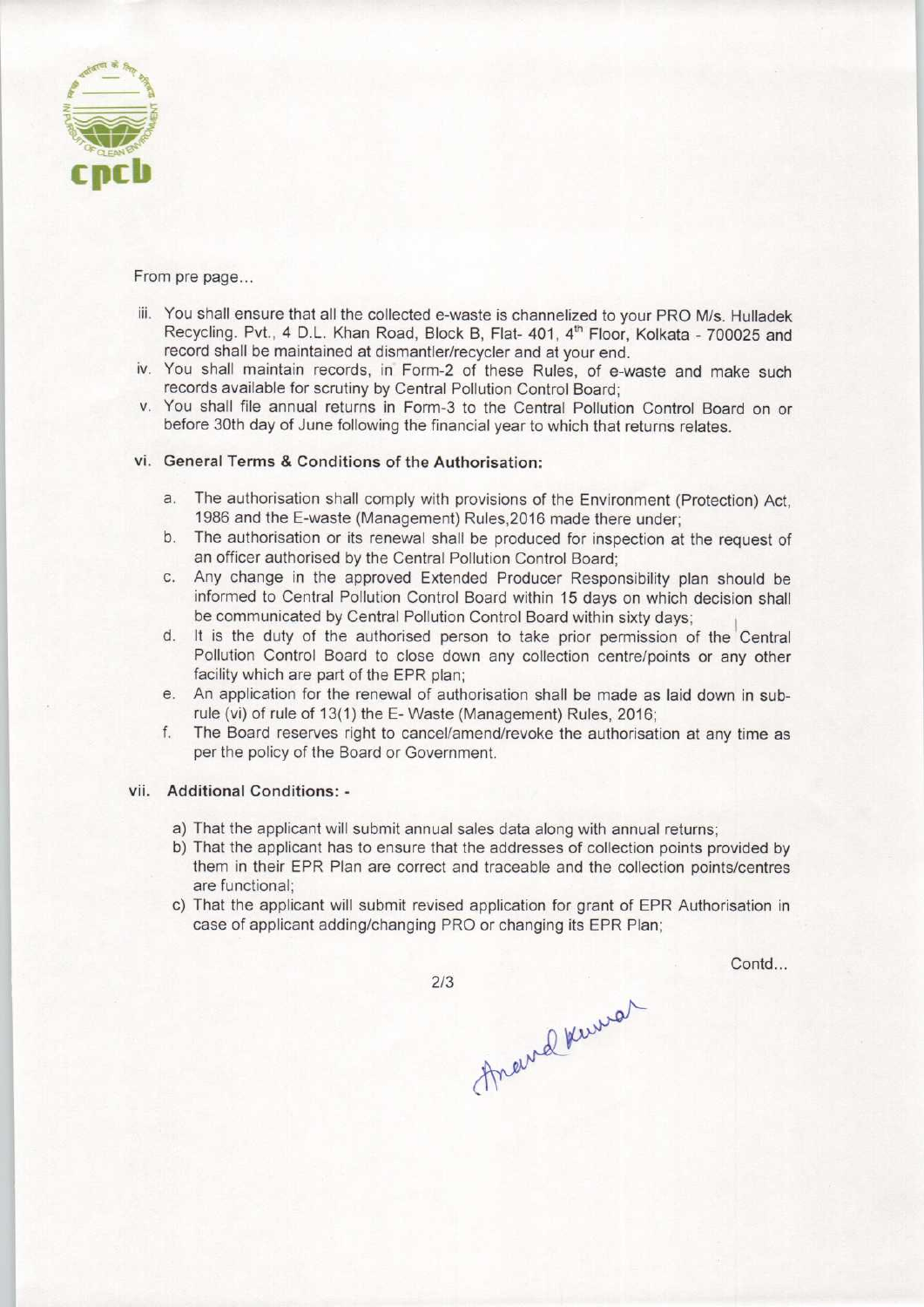From pre page...

iii. You shall ensure that all the collected e-waste is channelized to your PRO M/s. Hulladek Recycling. Pvt., 4 D.L. Khan Road, Block B, Flat- 401, 4th Floor, Kolkata - 700025 and record shall be maintained at dismantler/recycler and at your end.

iv. You shall maintain records, in Form-2 of these Rules, of e-waste and make such records available for scrutiny by Central Pollution Control Board;

v. You shall file annual returns in Form-3 to the Central Pollution Control Board on or before 30th day of June following the financial year to which that returns relates.

vi. **General Terms & Conditions of the Authorisation:**

   a. The authorisation shall comply with provisions of the Environment (Protection) Act, 1986 and the E-waste (Management) Rules,2016 made there under;
   b. The authorisation or its renewal shall be produced for inspection at the request of an officer authorised by the Central Pollution Control Board;
   c. Any change in the approved Extended Producer Responsibility plan should be informed to Central Pollution Control Board within 15 days on which decision shall be communicated by Central Pollution Control Board within sixty days;
   d. It is the duty of the authorised person to take prior permission of the Central Pollution Control Board to close down any collection centre/points or any other facility which are part of the EPR plan;
   e. An application for the renewal of authorisation shall be made as laid down in sub-rule (vi) of rule of 13(1) the E- Waste (Management) Rules, 2016;
   f. The Board reserves right to cancel/amend/revoke the authorisation at any time as per the policy of the Board or Government.

vii. **Additional Conditions: -**

   a) That the applicant will submit annual sales data along with annual returns;
   b) That the applicant has to ensure that the addresses of collection points provided by them in their EPR Plan are correct and traceable and the collection points/centres are functional;
   c) That the applicant will submit revised application for grant of EPR Authorisation in case of applicant adding/changing PRO or changing its EPR Plan;

Contd...

Anand Kumar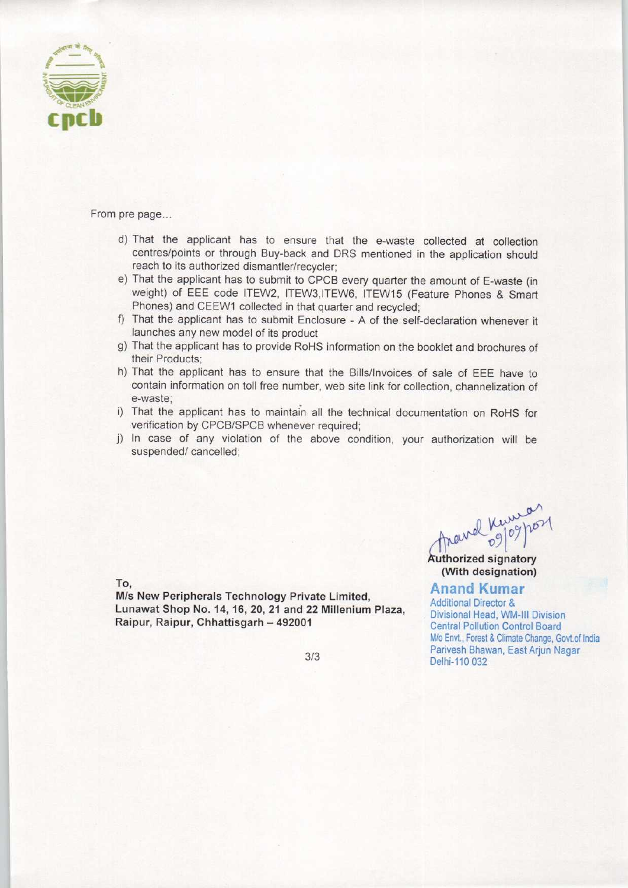From pre page...

d) That the applicant has to ensure that the e-waste collected at collection centres/points or through Buy-back and DRS mentioned in the application should reach to its authorized dismantler/recycler;
e) That the applicant has to submit to CPCB every quarter the amount of E-waste (in weight) of EEE code ITEW2, ITEW3,ITEW6, ITEW15 (Feature Phones & Smart Phones) and CEEW1 collected in that quarter and recycled;
f) That the applicant has to submit Enclosure - A of the self-declaration whenever it launches any new model of its product
g) That the applicant has to provide RoHS information on the booklet and brochures of their Products;
h) That the applicant has to ensure that the Bills/Invoices of sale of EEE have to contain information on toll free number, web site link for collection, channelization of e-waste;
i) That the applicant has to maintain all the technical documentation on RoHS for verification by CPCB/SPCB whenever required;
j) In case of any violation of the above condition, your authorization will be suspended/ cancelled;

Anand Kumar 09/09/2021

**Authorized signatory**
**(With designation)**

**Anand Kumar**
Additional Director &
Divisional Head, WM-III Division
Central Pollution Control Board
M/o Envt., Forest & Climate Change, Govt.of India
Parivesh Bhawan, East Arjun Nagar
Delhi-110 032

To,
**M/s New Peripherals Technology Private Limited,**
**Lunawat Shop No. 14, 16, 20, 21 and 22 Millenium Plaza,**
**Raipur, Raipur, Chhattisgarh – 492001**